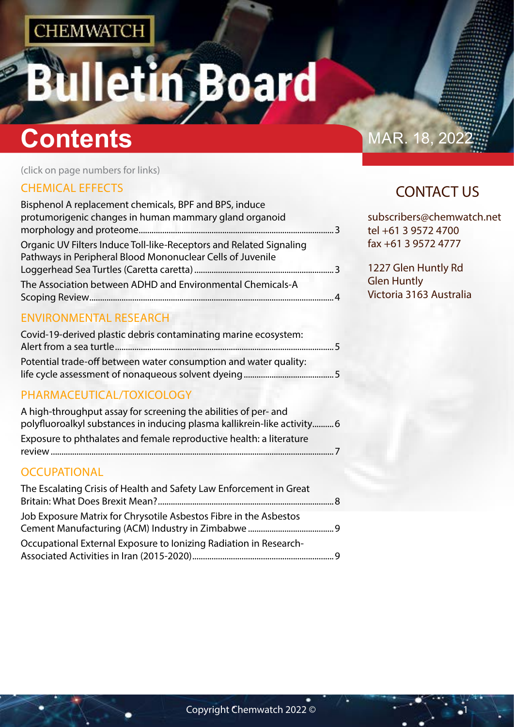CHEMWATCH

# Bulletin Board

## Contents

MAR. 18, 2022

(click on page numbers for links)

### CHEMICAL EFFECTS

Bisphenol A replacement chemicals, BPF and BPS, induce protumorigenic changes in human mammary gland organoid morphology and proteome......3

Organic UV Filters Induce Toll-like-Receptors and Related Signaling Pathways in Peripheral Blood Mononuclear Cells of Juvenile Loggerhead Sea Turtles (Caretta caretta)......3

The Association between ADHD and Environmental Chemicals-A Scoping Review......4

### ENVIRONMENTAL RESEARCH

Covid-19-derived plastic debris contaminating marine ecosystem: Alert from a sea turtle......5

Potential trade-off between water consumption and water quality: life cycle assessment of nonaqueous solvent dyeing......5

### PHARMACEUTICAL/TOXICOLOGY

A high-throughput assay for screening the abilities of per- and polyfluoroalkyl substances in inducing plasma kallikrein-like activity......6

Exposure to phthalates and female reproductive health: a literature review......7

### OCCUPATIONAL

The Escalating Crisis of Health and Safety Law Enforcement in Great Britain: What Does Brexit Mean?......8

Job Exposure Matrix for Chrysotile Asbestos Fibre in the Asbestos Cement Manufacturing (ACM) Industry in Zimbabwe......9

Occupational External Exposure to Ionizing Radiation in Research-Associated Activities in Iran (2015-2020)......9

### CONTACT US

subscribers@chemwatch.net
tel +61 3 9572 4700
fax +61 3 9572 4777

1227 Glen Huntly Rd
Glen Huntly
Victoria 3163 Australia

Copyright Chemwatch 2022 ©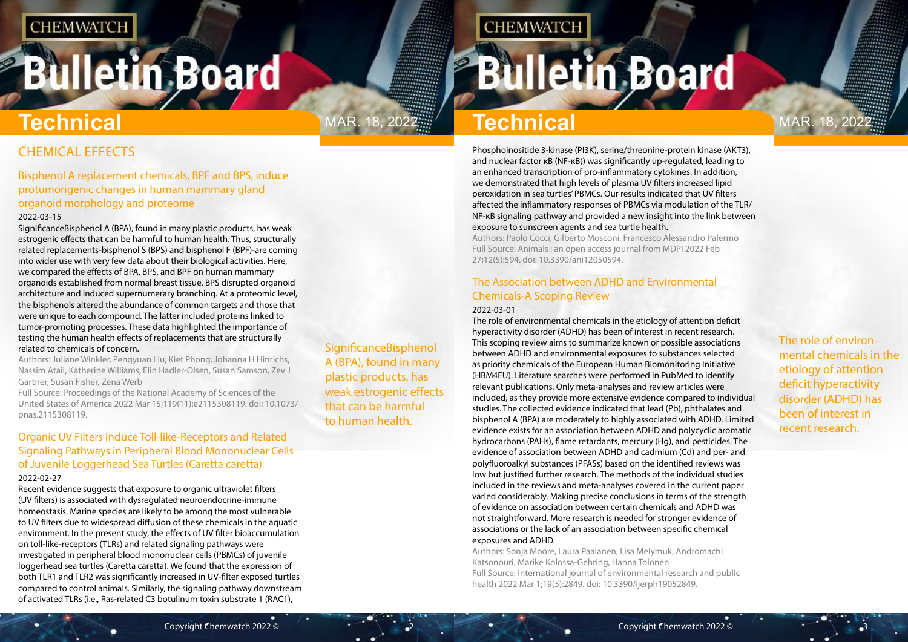## CHEMICAL EFFECTS

### Bisphenol A replacement chemicals, BPF and BPS, induce protumorigenic changes in human mammary gland organoid morphology and proteome

2022-03-15

SignificanceBisphenol A (BPA), found in many plastic products, has weak estrogenic effects that can be harmful to human health. Thus, structurally related replacements-bisphenol S (BPS) and bisphenol F (BPF)-are coming into wider use with very few data about their biological activities. Here, we compared the effects of BPA, BPS, and BPF on human mammary organoids established from normal breast tissue. BPS disrupted organoid architecture and induced supernumerary branching. At a proteomic level, the bisphenols altered the abundance of common targets and those that were unique to each compound. The latter included proteins linked to tumor-promoting processes. These data highlighted the importance of testing the human health effects of replacements that are structurally related to chemicals of concern.

Authors: Juliane Winkler, Pengyuan Liu, Kiet Phong, Johanna H Hinrichs, Nassim Ataii, Katherine Williams, Elin Hadler-Olsen, Susan Samson, Zev J Gartner, Susan Fisher, Zena Werb

Full Source: Proceedings of the National Academy of Sciences of the United States of America 2022 Mar 15;119(11):e2115308119. doi: 10.1073/pnas.2115308119.

SignificanceBisphenol A (BPA), found in many plastic products, has weak estrogenic effects that can be harmful to human health.

### Organic UV Filters Induce Toll-like-Receptors and Related Signaling Pathways in Peripheral Blood Mononuclear Cells of Juvenile Loggerhead Sea Turtles (Caretta caretta)

2022-02-27

Recent evidence suggests that exposure to organic ultraviolet filters (UV filters) is associated with dysregulated neuroendocrine-immune homeostasis. Marine species are likely to be among the most vulnerable to UV filters due to widespread diffusion of these chemicals in the aquatic environment. In the present study, the effects of UV filter bioaccumulation on toll-like-receptors (TLRs) and related signaling pathways were investigated in peripheral blood mononuclear cells (PBMCs) of juvenile loggerhead sea turtles (Caretta caretta). We found that the expression of both TLR1 and TLR2 was significantly increased in UV-filter exposed turtles compared to control animals. Similarly, the signaling pathway downstream of activated TLRs (i.e., Ras-related C3 botulinum toxin substrate 1 (RAC1), Phosphoinositide 3-kinase (PI3K), serine/threonine-protein kinase (AKT3), and nuclear factor κB (NF-κB)) was significantly up-regulated, leading to an enhanced transcription of pro-inflammatory cytokines. In addition, we demonstrated that high levels of plasma UV filters increased lipid peroxidation in sea turtles' PBMCs. Our results indicated that UV filters affected the inflammatory responses of PBMCs via modulation of the TLR/NF-κB signaling pathway and provided a new insight into the link between exposure to sunscreen agents and sea turtle health.

Authors: Paolo Cocci, Gilberto Mosconi, Francesco Alessandro Palermo

Full Source: Animals : an open access journal from MDPI 2022 Feb 27;12(5):594. doi: 10.3390/ani12050594.

### The Association between ADHD and Environmental Chemicals-A Scoping Review

2022-03-01

The role of environmental chemicals in the etiology of attention deficit hyperactivity disorder (ADHD) has been of interest in recent research. This scoping review aims to summarize known or possible associations between ADHD and environmental exposures to substances selected as priority chemicals of the European Human Biomonitoring Initiative (HBM4EU). Literature searches were performed in PubMed to identify relevant publications. Only meta-analyses and review articles were included, as they provide more extensive evidence compared to individual studies. The collected evidence indicated that lead (Pb), phthalates and bisphenol A (BPA) are moderately to highly associated with ADHD. Limited evidence exists for an association between ADHD and polycyclic aromatic hydrocarbons (PAHs), flame retardants, mercury (Hg), and pesticides. The evidence of association between ADHD and cadmium (Cd) and per- and polyfluoroalkyl substances (PFASs) based on the identified reviews was low but justified further research. The methods of the individual studies included in the reviews and meta-analyses covered in the current paper varied considerably. Making precise conclusions in terms of the strength of evidence on association between certain chemicals and ADHD was not straightforward. More research is needed for stronger evidence of associations or the lack of an association between specific chemical exposures and ADHD.

Authors: Sonja Moore, Laura Paalanen, Lisa Melymuk, Andromachi Katsonouri, Marike Kolossa-Gehring, Hanna Tolonen

Full Source: International journal of environmental research and public health 2022 Mar 1;19(5):2849. doi: 10.3390/ijerph19052849.

The role of environmental chemicals in the etiology of attention deficit hyperactivity disorder (ADHD) has been of interest in recent research.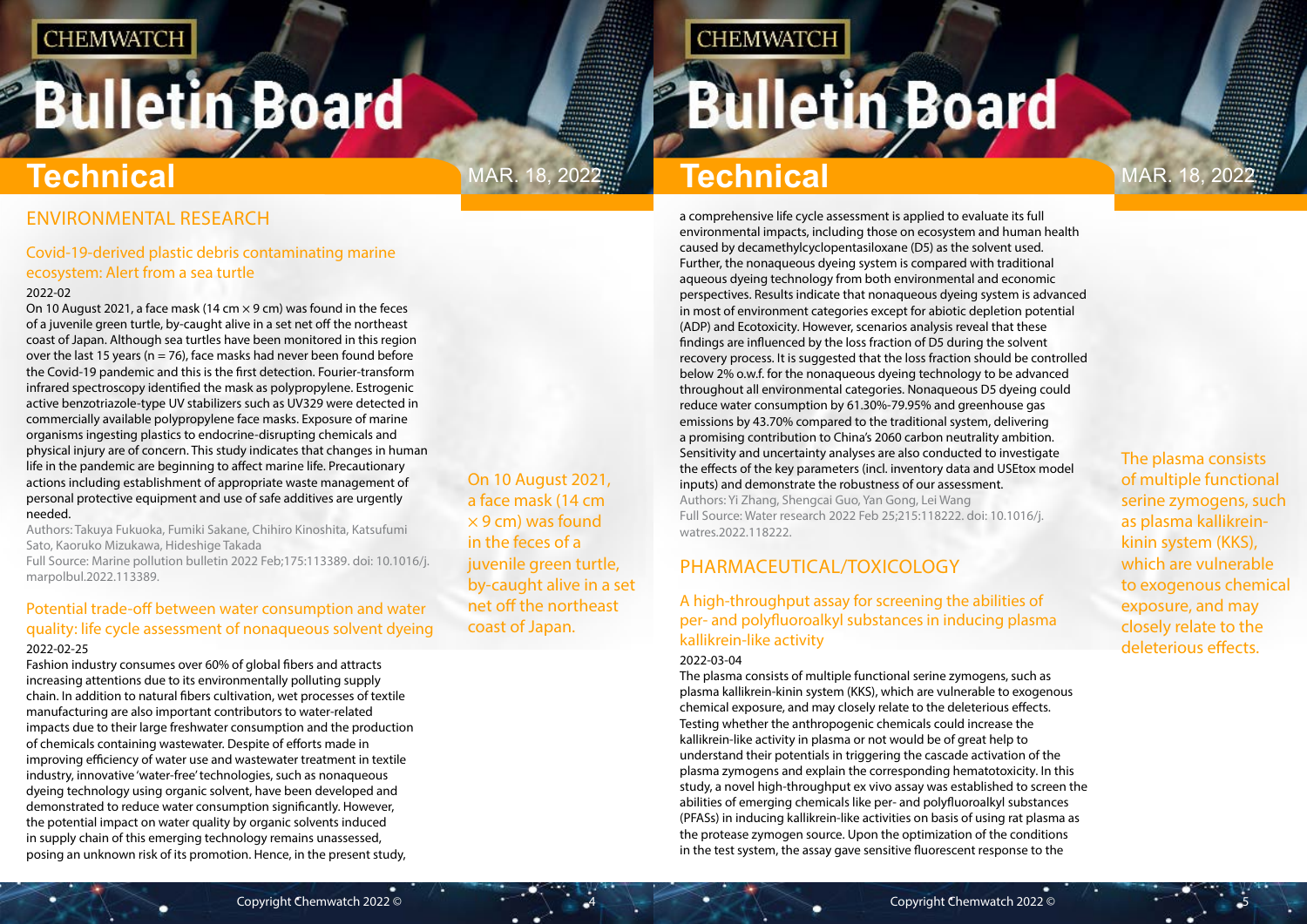## ENVIRONMENTAL RESEARCH

### Covid-19-derived plastic debris contaminating marine ecosystem: Alert from a sea turtle

2022-02

On 10 August 2021, a face mask (14 cm × 9 cm) was found in the feces of a juvenile green turtle, by-caught alive in a set net off the northeast coast of Japan. Although sea turtles have been monitored in this region over the last 15 years (n = 76), face masks had never been found before the Covid-19 pandemic and this is the first detection. Fourier-transform infrared spectroscopy identified the mask as polypropylene. Estrogenic active benzotriazole-type UV stabilizers such as UV329 were detected in commercially available polypropylene face masks. Exposure of marine organisms ingesting plastics to endocrine-disrupting chemicals and physical injury are of concern. This study indicates that changes in human life in the pandemic are beginning to affect marine life. Precautionary actions including establishment of appropriate waste management of personal protective equipment and use of safe additives are urgently needed.

Authors: Takuya Fukuoka, Fumiki Sakane, Chihiro Kinoshita, Katsufumi Sato, Kaoruko Mizukawa, Hideshige Takada

Full Source: Marine pollution bulletin 2022 Feb;175:113389. doi: 10.1016/j.marpolbul.2022.113389.

On 10 August 2021, a face mask (14 cm × 9 cm) was found in the feces of a juvenile green turtle, by-caught alive in a set net off the northeast coast of Japan.

### Potential trade-off between water consumption and water quality: life cycle assessment of nonaqueous solvent dyeing

2022-02-25

Fashion industry consumes over 60% of global fibers and attracts increasing attentions due to its environmentally polluting supply chain. In addition to natural fibers cultivation, wet processes of textile manufacturing are also important contributors to water-related impacts due to their large freshwater consumption and the production of chemicals containing wastewater. Despite of efforts made in improving efficiency of water use and wastewater treatment in textile industry, innovative 'water-free' technologies, such as nonaqueous dyeing technology using organic solvent, have been developed and demonstrated to reduce water consumption significantly. However, the potential impact on water quality by organic solvents induced in supply chain of this emerging technology remains unassessed, posing an unknown risk of its promotion. Hence, in the present study, a comprehensive life cycle assessment is applied to evaluate its full environmental impacts, including those on ecosystem and human health caused by decamethylcyclopentasiloxane (D5) as the solvent used. Further, the nonaqueous dyeing system is compared with traditional aqueous dyeing technology from both environmental and economic perspectives. Results indicate that nonaqueous dyeing system is advanced in most of environment categories except for abiotic depletion potential (ADP) and Ecotoxicity. However, scenarios analysis reveal that these findings are influenced by the loss fraction of D5 during the solvent recovery process. It is suggested that the loss fraction should be controlled below 2% o.w.f. for the nonaqueous dyeing technology to be advanced throughout all environmental categories. Nonaqueous D5 dyeing could reduce water consumption by 61.30%-79.95% and greenhouse gas emissions by 43.70% compared to the traditional system, delivering a promising contribution to China's 2060 carbon neutrality ambition. Sensitivity and uncertainty analyses are also conducted to investigate the effects of the key parameters (incl. inventory data and USEtox model inputs) and demonstrate the robustness of our assessment.

Authors: Yi Zhang, Shengcai Guo, Yan Gong, Lei Wang

Full Source: Water research 2022 Feb 25;215:118222. doi: 10.1016/j.watres.2022.118222.

## PHARMACEUTICAL/TOXICOLOGY

### A high-throughput assay for screening the abilities of per- and polyfluoroalkyl substances in inducing plasma kallikrein-like activity

2022-03-04

The plasma consists of multiple functional serine zymogens, such as plasma kallikrein-kinin system (KKS), which are vulnerable to exogenous chemical exposure, and may closely relate to the deleterious effects. Testing whether the anthropogenic chemicals could increase the kallikrein-like activity in plasma or not would be of great help to understand their potentials in triggering the cascade activation of the plasma zymogens and explain the corresponding hematotoxicity. In this study, a novel high-throughput ex vivo assay was established to screen the abilities of emerging chemicals like per- and polyfluoroalkyl substances (PFASs) in inducing kallikrein-like activities on basis of using rat plasma as the protease zymogen source. Upon the optimization of the conditions in the test system, the assay gave sensitive fluorescent response to the

The plasma consists of multiple functional serine zymogens, such as plasma kallikrein-kinin system (KKS), which are vulnerable to exogenous chemical exposure, and may closely relate to the deleterious effects.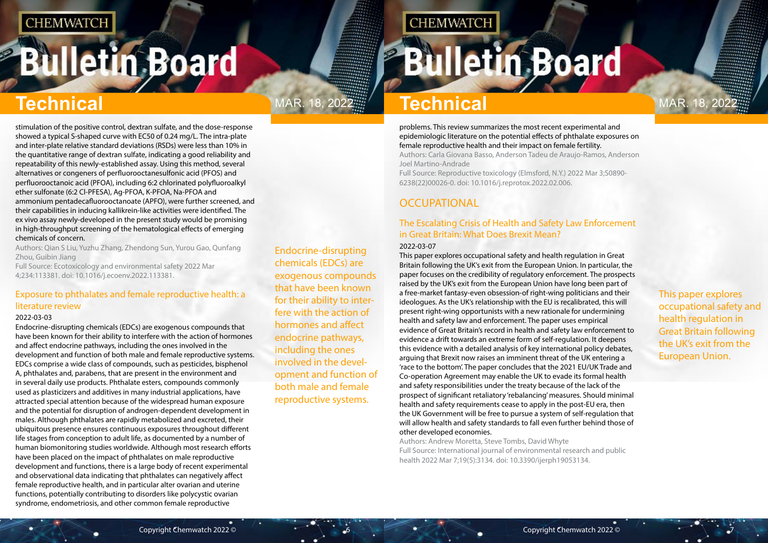stimulation of the positive control, dextran sulfate, and the dose-response showed a typical S-shaped curve with EC50 of 0.24 mg/L. The intra-plate and inter-plate relative standard deviations (RSDs) were less than 10% in the quantitative range of dextran sulfate, indicating a good reliability and repeatability of this newly-established assay. Using this method, several alternatives or congeners of perfluorooctanesulfonic acid (PFOS) and perfluorooctanoic acid (PFOA), including 6:2 chlorinated polyfluoroalkyl ether sulfonate (6:2 Cl-PFESA), Ag-PFOA, K-PFOA, Na-PFOA and ammonium pentadecafluorooctanoate (APFO), were further screened, and their capabilities in inducing kallikrein-like activities were identified. The ex vivo assay newly-developed in the present study would be promising in high-throughput screening of the hematological effects of emerging chemicals of concern.

Authors: Qian S Liu, Yuzhu Zhang, Zhendong Sun, Yurou Gao, Qunfang Zhou, Guibin Jiang

Full Source: Ecotoxicology and environmental safety 2022 Mar 4;234:113381. doi: 10.1016/j.ecoenv.2022.113381.

### Exposure to phthalates and female reproductive health: a literature review

2022-03-03

Endocrine-disrupting chemicals (EDCs) are exogenous compounds that have been known for their ability to interfere with the action of hormones and affect endocrine pathways, including the ones involved in the development and function of both male and female reproductive systems. EDCs comprise a wide class of compounds, such as pesticides, bisphenol A, phthalates and, parabens, that are present in the environment and in several daily use products. Phthalate esters, compounds commonly used as plasticizers and additives in many industrial applications, have attracted special attention because of the widespread human exposure and the potential for disruption of androgen-dependent development in males. Although phthalates are rapidly metabolized and excreted, their ubiquitous presence ensures continuous exposures throughout different life stages from conception to adult life, as documented by a number of human biomonitoring studies worldwide. Although most research efforts have been placed on the impact of phthalates on male reproductive development and functions, there is a large body of recent experimental and observational data indicating that phthalates can negatively affect female reproductive health, and in particular alter ovarian and uterine functions, potentially contributing to disorders like polycystic ovarian syndrome, endometriosis, and other common female reproductive problems. This review summarizes the most recent experimental and epidemiologic literature on the potential effects of phthalate exposures on female reproductive health and their impact on female fertility.

Authors: Carla Giovana Basso, Anderson Tadeu de Araujo-Ramos, Anderson Joel Martino-Andrade

Full Source: Reproductive toxicology (Elmsford, N.Y.) 2022 Mar 3;S0890-6238(22)00026-0. doi: 10.1016/j.reprotox.2022.02.006.

## OCCUPATIONAL

### The Escalating Crisis of Health and Safety Law Enforcement in Great Britain: What Does Brexit Mean?

2022-03-07

This paper explores occupational safety and health regulation in Great Britain following the UK's exit from the European Union. In particular, the paper focuses on the credibility of regulatory enforcement. The prospects raised by the UK's exit from the European Union have long been part of a free-market fantasy-even obsession-of right-wing politicians and their ideologues. As the UK's relationship with the EU is recalibrated, this will present right-wing opportunists with a new rationale for undermining health and safety law and enforcement. The paper uses empirical evidence of Great Britain's record in health and safety law enforcement to evidence a drift towards an extreme form of self-regulation. It deepens this evidence with a detailed analysis of key international policy debates, arguing that Brexit now raises an imminent threat of the UK entering a 'race to the bottom'. The paper concludes that the 2021 EU/UK Trade and Co-operation Agreement may enable the UK to evade its formal health and safety responsibilities under the treaty because of the lack of the prospect of significant retaliatory 'rebalancing' measures. Should minimal health and safety requirements cease to apply in the post-EU era, then the UK Government will be free to pursue a system of self-regulation that will allow health and safety standards to fall even further behind those of other developed economies.

Authors: Andrew Moretta, Steve Tombs, David Whyte

Full Source: International journal of environmental research and public health 2022 Mar 7;19(5):3134. doi: 10.3390/ijerph19053134.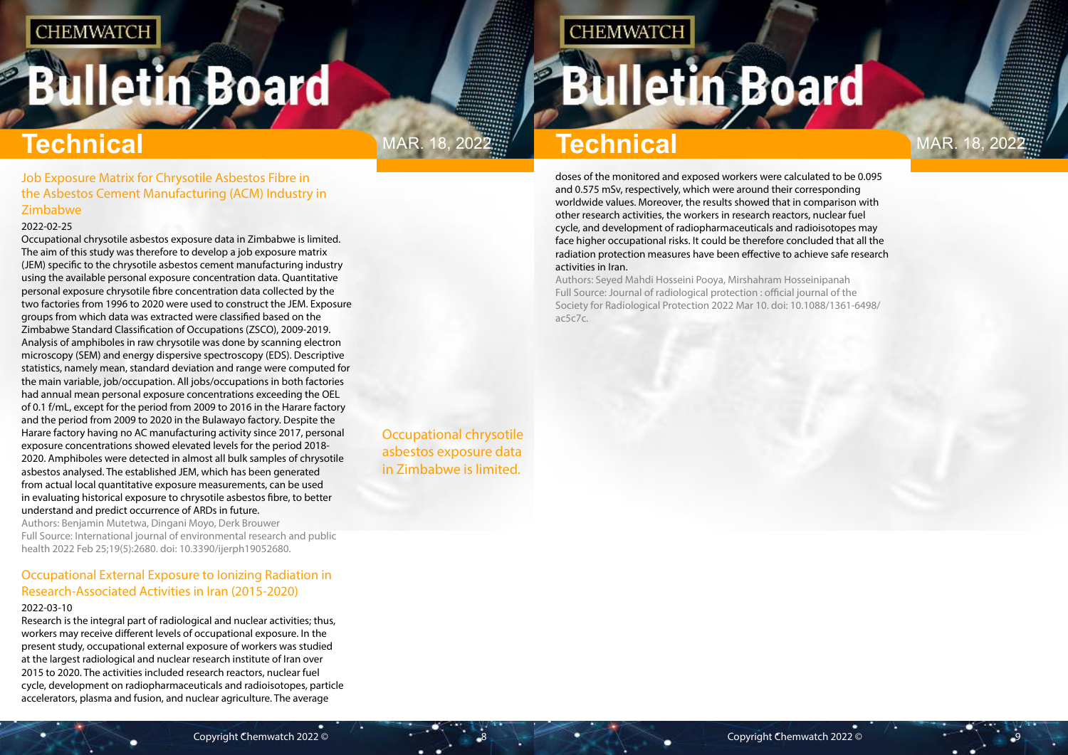## Job Exposure Matrix for Chrysotile Asbestos Fibre in the Asbestos Cement Manufacturing (ACM) Industry in Zimbabwe

2022-02-25

Occupational chrysotile asbestos exposure data in Zimbabwe is limited. The aim of this study was therefore to develop a job exposure matrix (JEM) specific to the chrysotile asbestos cement manufacturing industry using the available personal exposure concentration data. Quantitative personal exposure chrysotile fibre concentration data collected by the two factories from 1996 to 2020 were used to construct the JEM. Exposure groups from which data was extracted were classified based on the Zimbabwe Standard Classification of Occupations (ZSCO), 2009-2019. Analysis of amphiboles in raw chrysotile was done by scanning electron microscopy (SEM) and energy dispersive spectroscopy (EDS). Descriptive statistics, namely mean, standard deviation and range were computed for the main variable, job/occupation. All jobs/occupations in both factories had annual mean personal exposure concentrations exceeding the OEL of 0.1 f/mL, except for the period from 2009 to 2016 in the Harare factory and the period from 2009 to 2020 in the Bulawayo factory. Despite the Harare factory having no AC manufacturing activity since 2017, personal exposure concentrations showed elevated levels for the period 2018-2020. Amphiboles were detected in almost all bulk samples of chrysotile asbestos analysed. The established JEM, which has been generated from actual local quantitative exposure measurements, can be used in evaluating historical exposure to chrysotile asbestos fibre, to better understand and predict occurrence of ARDs in future.

Authors: Benjamin Mutetwa, Dingani Moyo, Derk Brouwer

Full Source: International journal of environmental research and public health 2022 Feb 25;19(5):2680. doi: 10.3390/ijerph19052680.

Occupational chrysotile asbestos exposure data in Zimbabwe is limited.

## Occupational External Exposure to Ionizing Radiation in Research-Associated Activities in Iran (2015-2020)

2022-03-10

Research is the integral part of radiological and nuclear activities; thus, workers may receive different levels of occupational exposure. In the present study, occupational external exposure of workers was studied at the largest radiological and nuclear research institute of Iran over 2015 to 2020. The activities included research reactors, nuclear fuel cycle, development on radiopharmaceuticals and radioisotopes, particle accelerators, plasma and fusion, and nuclear agriculture. The average doses of the monitored and exposed workers were calculated to be 0.095 and 0.575 mSv, respectively, which were around their corresponding worldwide values. Moreover, the results showed that in comparison with other research activities, the workers in research reactors, nuclear fuel cycle, and development of radiopharmaceuticals and radioisotopes may face higher occupational risks. It could be therefore concluded that all the radiation protection measures have been effective to achieve safe research activities in Iran.

Authors: Seyed Mahdi Hosseini Pooya, Mirshahram Hosseinipanah

Full Source: Journal of radiological protection : official journal of the Society for Radiological Protection 2022 Mar 10. doi: 10.1088/1361-6498/ac5c7c.